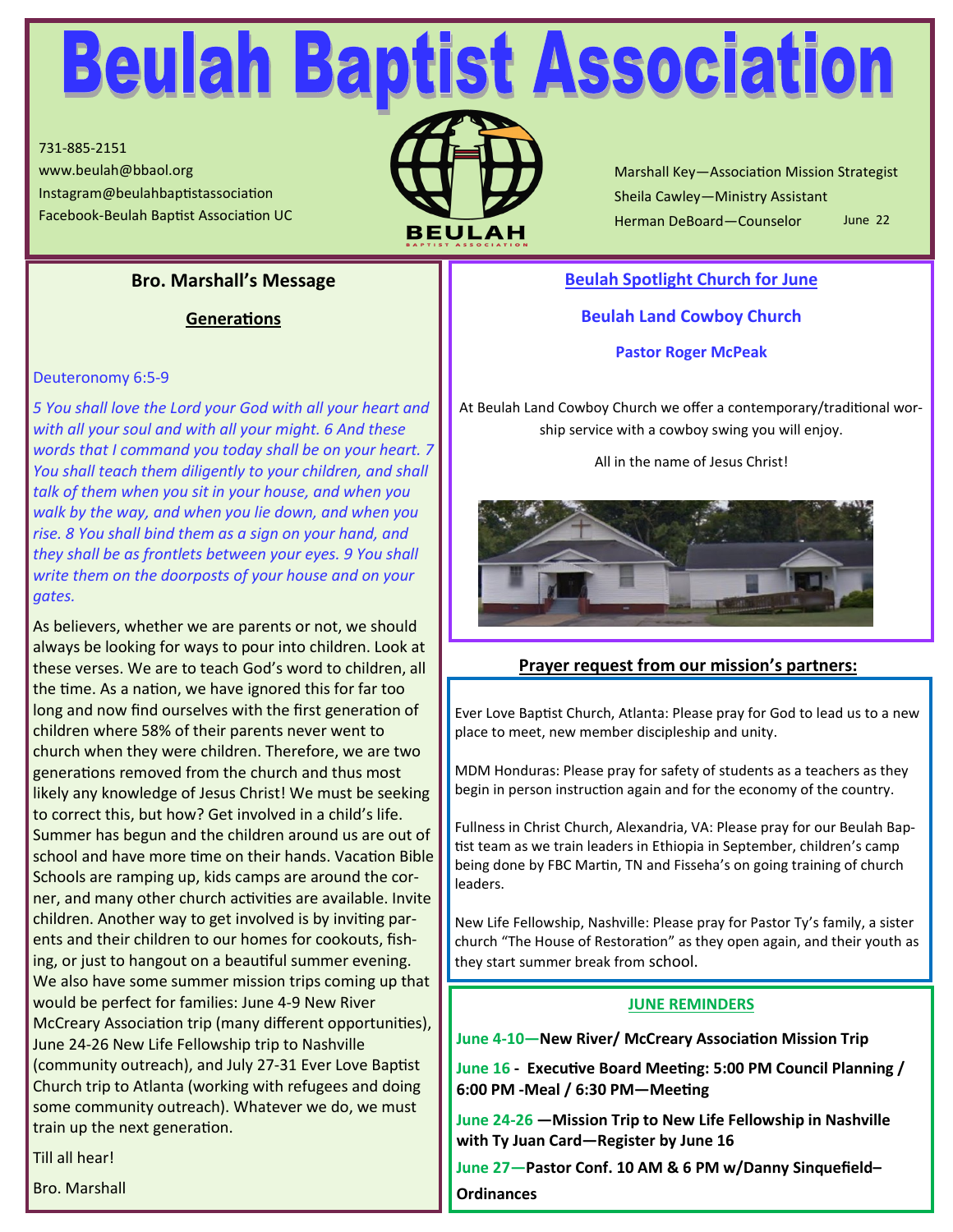# Beulah Baptist Association

731-885-2151
www.beulah@bbaol.org
Instagram@beulahbaptistassociation
Facebook-Beulah Baptist Association UC

BEULAH
BAPTIST ASSOCIATION

Marshall Key—Association Mission Strategist
Sheila Cawley—Ministry Assistant
Herman DeBoard—Counselor

June 22

## Bro. Marshall's Message

**Generations**

Deuteronomy 6:5-9

*5 You shall love the Lord your God with all your heart and with all your soul and with all your might. 6 And these words that I command you today shall be on your heart. 7 You shall teach them diligently to your children, and shall talk of them when you sit in your house, and when you walk by the way, and when you lie down, and when you rise. 8 You shall bind them as a sign on your hand, and they shall be as frontlets between your eyes. 9 You shall write them on the doorposts of your house and on your gates.*

As believers, whether we are parents or not, we should always be looking for ways to pour into children. Look at these verses. We are to teach God's word to children, all the time. As a nation, we have ignored this for far too long and now find ourselves with the first generation of children where 58% of their parents never went to church when they were children. Therefore, we are two generations removed from the church and thus most likely any knowledge of Jesus Christ! We must be seeking to correct this, but how? Get involved in a child's life. Summer has begun and the children around us are out of school and have more time on their hands. Vacation Bible Schools are ramping up, kids camps are around the corner, and many other church activities are available. Invite children. Another way to get involved is by inviting parents and their children to our homes for cookouts, fishing, or just to hangout on a beautiful summer evening. We also have some summer mission trips coming up that would be perfect for families: June 4-9 New River McCreary Association trip (many different opportunities), June 24-26 New Life Fellowship trip to Nashville (community outreach), and July 27-31 Ever Love Baptist Church trip to Atlanta (working with refugees and doing some community outreach). Whatever we do, we must train up the next generation.

Till all hear!

Bro. Marshall

## Beulah Spotlight Church for June

**Beulah Land Cowboy Church**

**Pastor Roger McPeak**

At Beulah Land Cowboy Church we offer a contemporary/traditional worship service with a cowboy swing you will enjoy.

All in the name of Jesus Christ!

## Prayer request from our mission's partners:

Ever Love Baptist Church, Atlanta: Please pray for God to lead us to a new place to meet, new member discipleship and unity.

MDM Honduras: Please pray for safety of students as a teachers as they begin in person instruction again and for the economy of the country.

Fullness in Christ Church, Alexandria, VA: Please pray for our Beulah Baptist team as we train leaders in Ethiopia in September, children's camp being done by FBC Martin, TN and Fisseha's on going training of church leaders.

New Life Fellowship, Nashville: Please pray for Pastor Ty's family, a sister church "The House of Restoration" as they open again, and their youth as they start summer break from school.

## JUNE REMINDERS

**June 4-10—New River/ McCreary Association Mission Trip**

**June 16 - Executive Board Meeting: 5:00 PM Council Planning / 6:00 PM -Meal / 6:30 PM—Meeting**

**June 24-26 —Mission Trip to New Life Fellowship in Nashville with Ty Juan Card—Register by June 16**

**June 27—Pastor Conf. 10 AM & 6 PM w/Danny Sinquefield–Ordinances**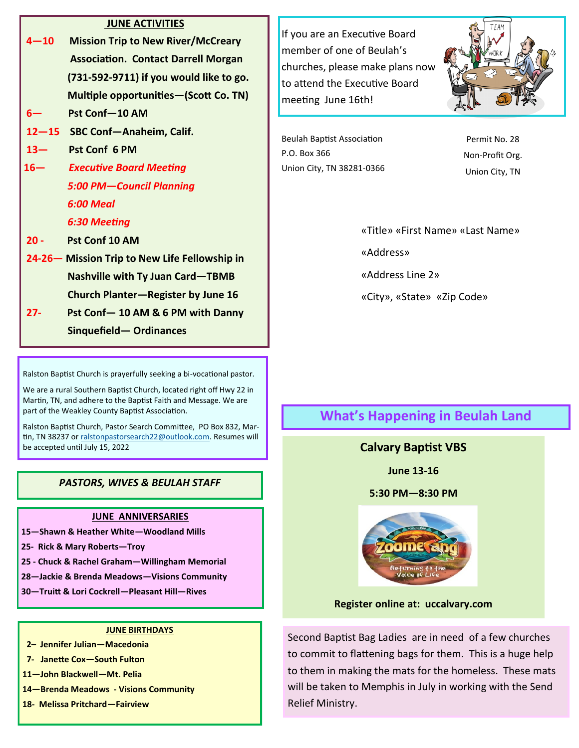## JUNE ACTIVITIES

**4—10** **Mission Trip to New River/McCreary Association. Contact Darrell Morgan (731-592-9711) if you would like to go. Multiple opportunities—(Scott Co. TN)**

**6—** **Pst Conf—10 AM**

**12—15** **SBC Conf—Anaheim, Calif.**

**13—** **Pst Conf 6 PM**

**16—** ***Executive Board Meeting***

***5:00 PM—Council Planning***

***6:00 Meal***

***6:30 Meeting***

**20 -** **Pst Conf 10 AM**

**24-26—** **Mission Trip to New Life Fellowship in Nashville with Ty Juan Card—TBMB Church Planter—Register by June 16**

**27-** **Pst Conf— 10 AM & 6 PM with Danny Sinquefield— Ordinances**

---

Ralston Baptist Church is prayerfully seeking a bi-vocational pastor.

We are a rural Southern Baptist Church, located right off Hwy 22 in Martin, TN, and adhere to the Baptist Faith and Message. We are part of the Weakley County Baptist Association.

Ralston Baptist Church, Pastor Search Committee, PO Box 832, Martin, TN 38237 or ralstonpastorsearch22@outlook.com. Resumes will be accepted until July 15, 2022

---

***PASTORS, WIVES & BEULAH STAFF***

### JUNE ANNIVERSARIES

**15—Shawn & Heather White—Woodland Mills**

**25- Rick & Mary Roberts—Troy**

**25 - Chuck & Rachel Graham—Willingham Memorial**

**28—Jackie & Brenda Meadows—Visions Community**

**30—Truitt & Lori Cockrell—Pleasant Hill—Rives**

### JUNE BIRTHDAYS

**2– Jennifer Julian—Macedonia**

**7- Janette Cox—South Fulton**

**11—John Blackwell—Mt. Pelia**

**14—Brenda Meadows - Visions Community**

**18- Melissa Pritchard—Fairview**

---

If you are an Executive Board member of one of Beulah's churches, please make plans now to attend the Executive Board meeting June 16th!

Beulah Baptist Association
P.O. Box 366
Union City, TN 38281-0366

Permit No. 28
Non-Profit Org.
Union City, TN

«Title» «First Name» «Last Name»
«Address»
«Address Line 2»
«City», «State» «Zip Code»

## What's Happening in Beulah Land

### Calvary Baptist VBS

**June 13-16**

**5:30 PM—8:30 PM**

Zoomerang
Returning to the Value of Life

**Register online at: uccalvary.com**

---

Second Baptist Bag Ladies are in need of a few churches to commit to flattening bags for them. This is a huge help to them in making the mats for the homeless. These mats will be taken to Memphis in July in working with the Send Relief Ministry.